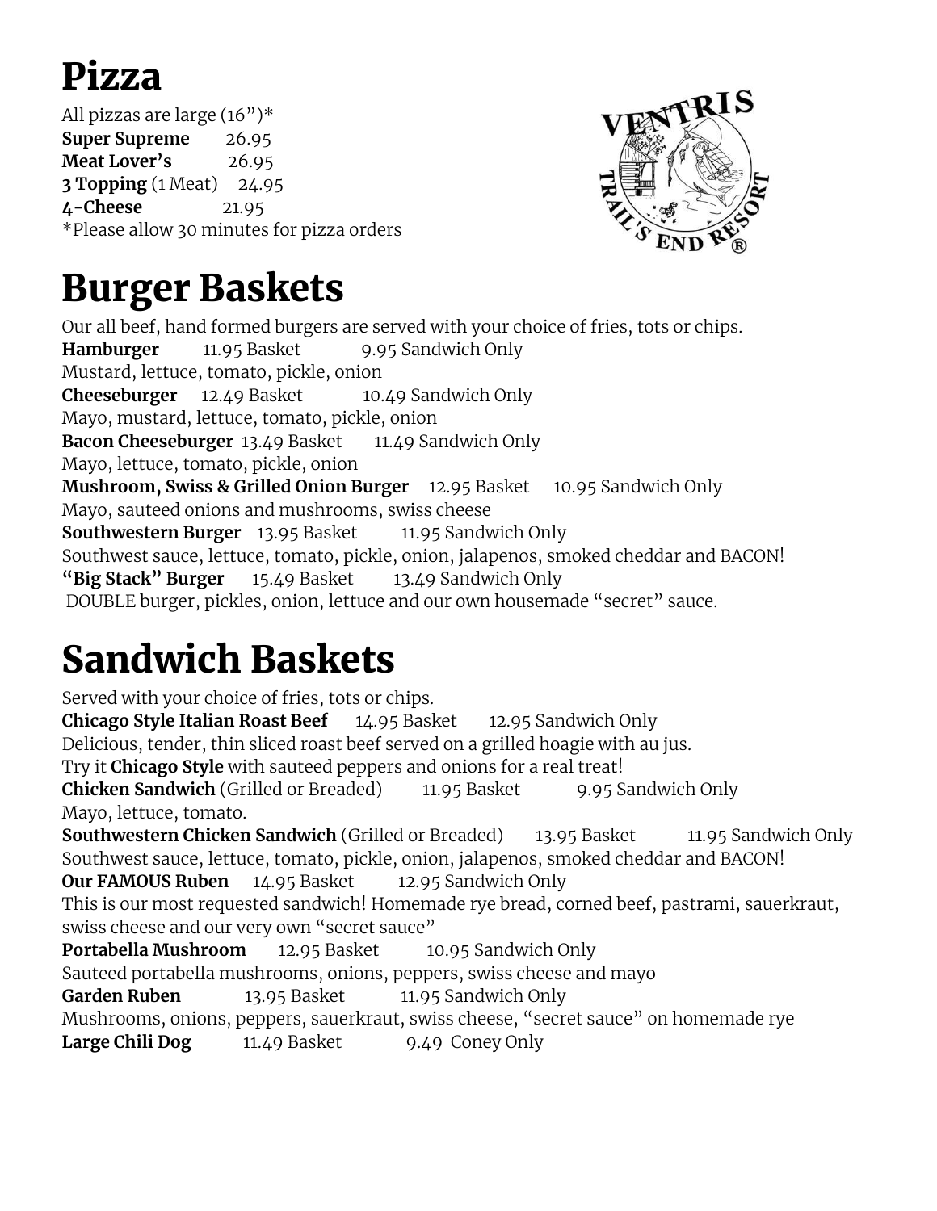# Pizza

All pizzas are large (16")*

**Super Supreme** 26.95

**Meat Lover's** 26.95

**3 Topping** (1 Meat) 24.95

**4-Cheese** 21.95

*Please allow 30 minutes for pizza orders

# Burger Baskets

Our all beef, hand formed burgers are served with your choice of fries, tots or chips.

**Hamburger** 11.95 Basket 9.95 Sandwich Only
Mustard, lettuce, tomato, pickle, onion

**Cheeseburger** 12.49 Basket 10.49 Sandwich Only
Mayo, mustard, lettuce, tomato, pickle, onion

**Bacon Cheeseburger** 13.49 Basket 11.49 Sandwich Only
Mayo, lettuce, tomato, pickle, onion

**Mushroom, Swiss & Grilled Onion Burger** 12.95 Basket 10.95 Sandwich Only
Mayo, sauteed onions and mushrooms, swiss cheese

**Southwestern Burger** 13.95 Basket 11.95 Sandwich Only
Southwest sauce, lettuce, tomato, pickle, onion, jalapenos, smoked cheddar and BACON!

**"Big Stack" Burger** 15.49 Basket 13.49 Sandwich Only
DOUBLE burger, pickles, onion, lettuce and our own housemade "secret" sauce.

# Sandwich Baskets

Served with your choice of fries, tots or chips.

**Chicago Style Italian Roast Beef** 14.95 Basket 12.95 Sandwich Only
Delicious, tender, thin sliced roast beef served on a grilled hoagie with au jus.
Try it **Chicago Style** with sauteed peppers and onions for a real treat!

**Chicken Sandwich** (Grilled or Breaded) 11.95 Basket 9.95 Sandwich Only
Mayo, lettuce, tomato.

**Southwestern Chicken Sandwich** (Grilled or Breaded) 13.95 Basket 11.95 Sandwich Only
Southwest sauce, lettuce, tomato, pickle, onion, jalapenos, smoked cheddar and BACON!

**Our FAMOUS Ruben** 14.95 Basket 12.95 Sandwich Only
This is our most requested sandwich! Homemade rye bread, corned beef, pastrami, sauerkraut, swiss cheese and our very own "secret sauce"

**Portabella Mushroom** 12.95 Basket 10.95 Sandwich Only
Sauteed portabella mushrooms, onions, peppers, swiss cheese and mayo

**Garden Ruben** 13.95 Basket 11.95 Sandwich Only
Mushrooms, onions, peppers, sauerkraut, swiss cheese, "secret sauce" on homemade rye

**Large Chili Dog** 11.49 Basket 9.49 Coney Only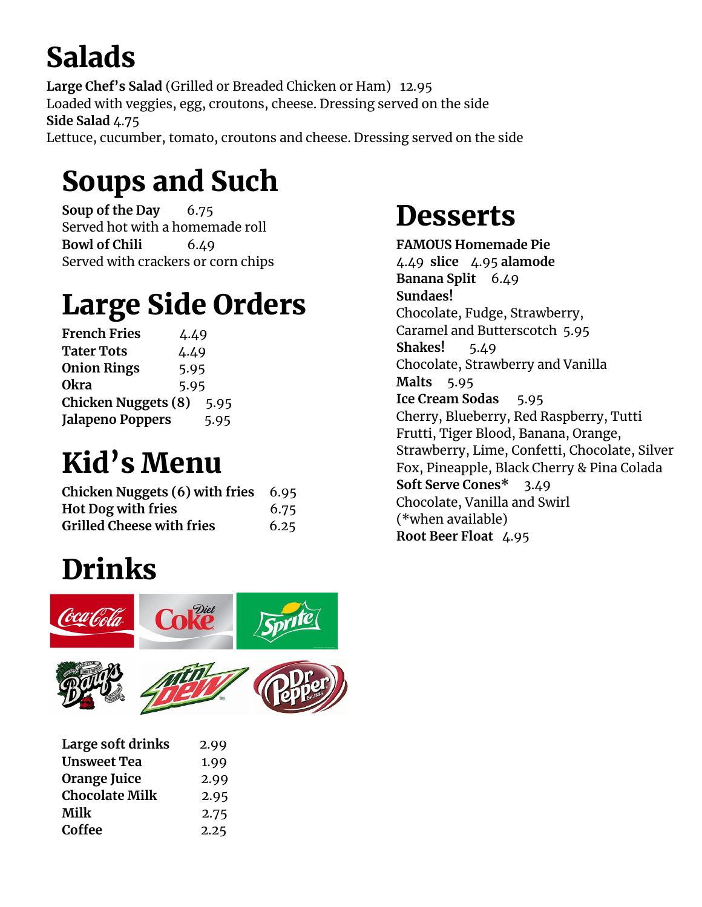# Salads

**Large Chef's Salad** (Grilled or Breaded Chicken or Ham) 12.95
Loaded with veggies, egg, croutons, cheese. Dressing served on the side
**Side Salad** 4.75
Lettuce, cucumber, tomato, croutons and cheese. Dressing served on the side

# Soups and Such

**Soup of the Day** 6.75
Served hot with a homemade roll
**Bowl of Chili** 6.49
Served with crackers or corn chips

# Large Side Orders

| | |
|---|---|
| **French Fries** | 4.49 |
| **Tater Tots** | 4.49 |
| **Onion Rings** | 5.95 |
| **Okra** | 5.95 |
| **Chicken Nuggets (8)** | 5.95 |
| **Jalapeno Poppers** | 5.95 |

# Kid's Menu

| | |
|---|---|
| **Chicken Nuggets (6) with fries** | 6.95 |
| **Hot Dog with fries** | 6.75 |
| **Grilled Cheese with fries** | 6.25 |

# Drinks

| | |
|---|---|
| **Large soft drinks** | 2.99 |
| **Unsweet Tea** | 1.99 |
| **Orange Juice** | 2.99 |
| **Chocolate Milk** | 2.95 |
| **Milk** | 2.75 |
| **Coffee** | 2.25 |

# Desserts

**FAMOUS Homemade Pie**
4.49 **slice** 4.95 **alamode**
**Banana Split** 6.49
**Sundaes!**
Chocolate, Fudge, Strawberry, Caramel and Butterscotch 5.95
**Shakes!** 5.49
Chocolate, Strawberry and Vanilla
**Malts** 5.95
**Ice Cream Sodas** 5.95
Cherry, Blueberry, Red Raspberry, Tutti Frutti, Tiger Blood, Banana, Orange, Strawberry, Lime, Confetti, Chocolate, Silver Fox, Pineapple, Black Cherry & Pina Colada
**Soft Serve Cones*** 3.49
Chocolate, Vanilla and Swirl
(*when available)
**Root Beer Float** 4.95